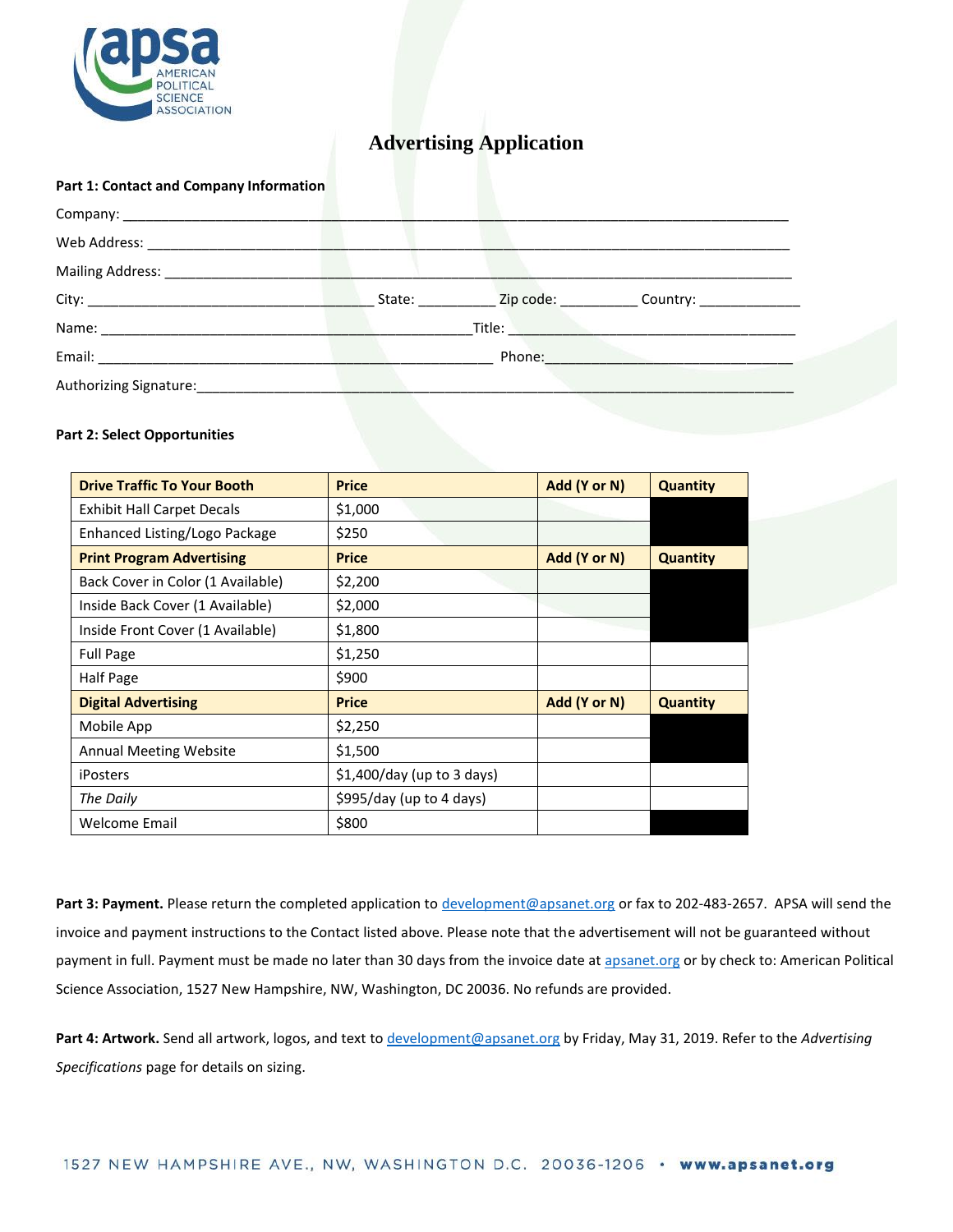# Advertising Application

**Part 1: Contact and Company Information**

Company: ______________________________________________

Web Address: ______________________________________________

Mailing Address: ______________________________________________

City: ______________________ State: __________ Zip code: __________ Country: _____________

Name: ______________________________ Title: ______________________________

Email: ______________________________ Phone: ______________________________

Authorizing Signature: ______________________________________________

**Part 2: Select Opportunities**

| Drive Traffic To Your Booth | Price | Add (Y or N) | Quantity |
|---|---|---|---|
| Exhibit Hall Carpet Decals | $1,000 | | |
| Enhanced Listing/Logo Package | $250 | | |
| **Print Program Advertising** | **Price** | **Add (Y or N)** | **Quantity** |
| Back Cover in Color (1 Available) | $2,200 | | |
| Inside Back Cover (1 Available) | $2,000 | | |
| Inside Front Cover (1 Available) | $1,800 | | |
| Full Page | $1,250 | | |
| Half Page | $900 | | |
| **Digital Advertising** | **Price** | **Add (Y or N)** | **Quantity** |
| Mobile App | $2,250 | | |
| Annual Meeting Website | $1,500 | | |
| iPosters | $1,400/day (up to 3 days) | | |
| *The Daily* | $995/day (up to 4 days) | | |
| Welcome Email | $800 | | |

**Part 3: Payment.** Please return the completed application to development@apsanet.org or fax to 202-483-2657. APSA will send the invoice and payment instructions to the Contact listed above. Please note that the advertisement will not be guaranteed without payment in full. Payment must be made no later than 30 days from the invoice date at apsanet.org or by check to: American Political Science Association, 1527 New Hampshire, NW, Washington, DC 20036. No refunds are provided.

**Part 4: Artwork.** Send all artwork, logos, and text to development@apsanet.org by Friday, May 31, 2019. Refer to the *Advertising Specifications* page for details on sizing.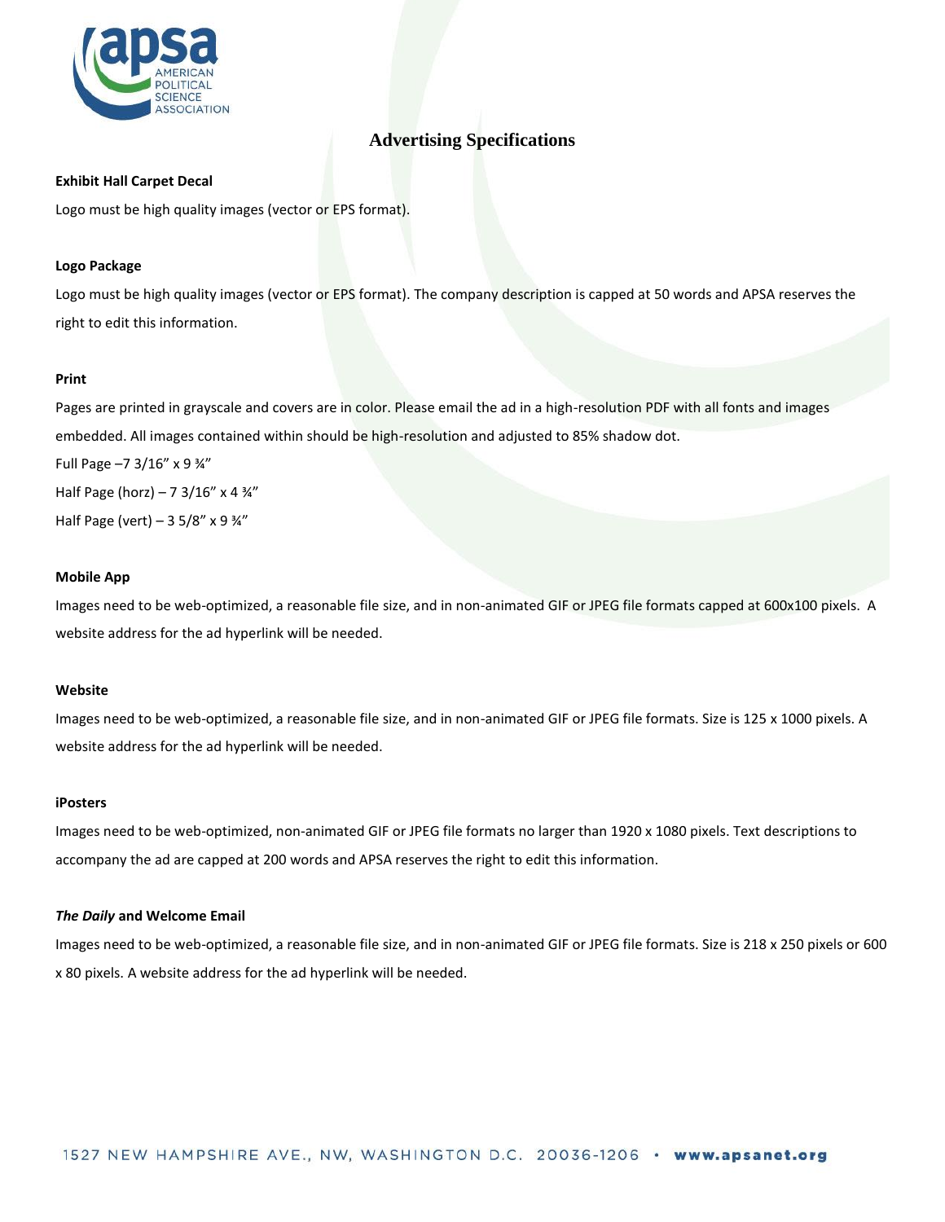# Advertising Specifications

**Exhibit Hall Carpet Decal**

Logo must be high quality images (vector or EPS format).

**Logo Package**

Logo must be high quality images (vector or EPS format). The company description is capped at 50 words and APSA reserves the right to edit this information.

**Print**

Pages are printed in grayscale and covers are in color. Please email the ad in a high-resolution PDF with all fonts and images embedded. All images contained within should be high-resolution and adjusted to 85% shadow dot.

Full Page –7 3/16" x 9 ¾"

Half Page (horz) – 7 3/16" x 4 ¾"

Half Page (vert) – 3 5/8" x 9 ¾"

**Mobile App**

Images need to be web-optimized, a reasonable file size, and in non-animated GIF or JPEG file formats capped at 600x100 pixels. A website address for the ad hyperlink will be needed.

**Website**

Images need to be web-optimized, a reasonable file size, and in non-animated GIF or JPEG file formats. Size is 125 x 1000 pixels. A website address for the ad hyperlink will be needed.

**iPosters**

Images need to be web-optimized, non-animated GIF or JPEG file formats no larger than 1920 x 1080 pixels. Text descriptions to accompany the ad are capped at 200 words and APSA reserves the right to edit this information.

***The Daily* and Welcome Email**

Images need to be web-optimized, a reasonable file size, and in non-animated GIF or JPEG file formats. Size is 218 x 250 pixels or 600 x 80 pixels. A website address for the ad hyperlink will be needed.